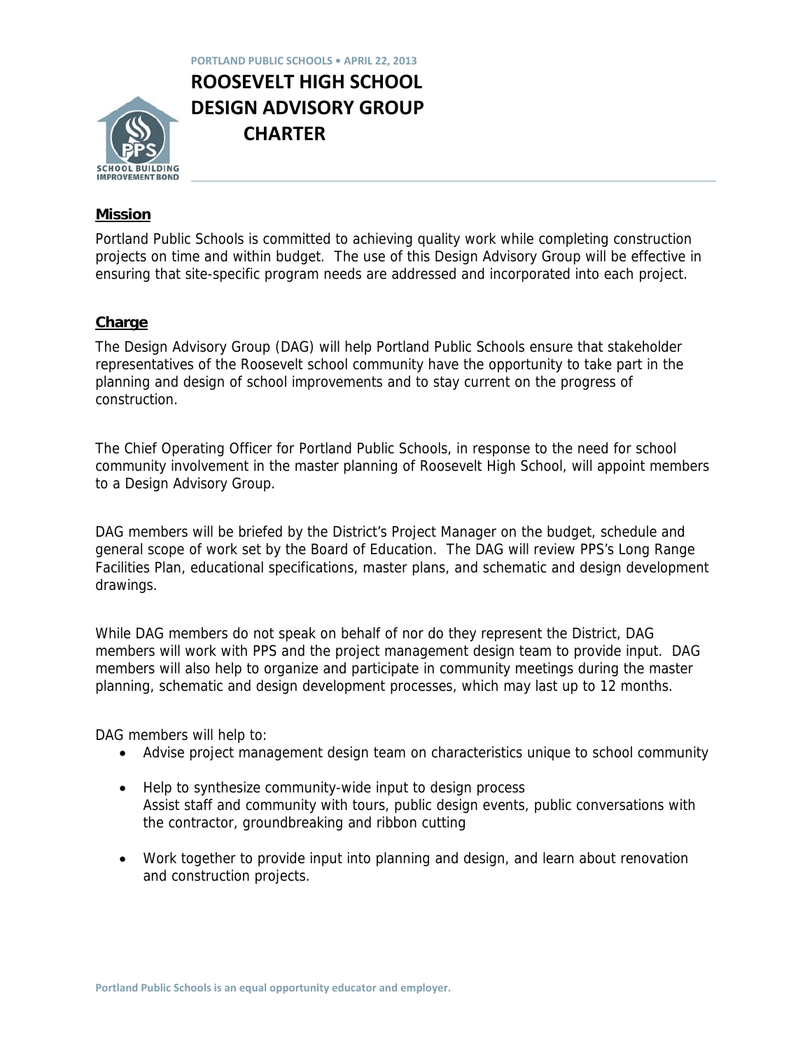PORTLAND PUBLIC SCHOOLS • APRIL 22, 2013

# ROOSEVELT HIGH SCHOOL DESIGN ADVISORY GROUP CHARTER

## Mission

Portland Public Schools is committed to achieving quality work while completing construction projects on time and within budget. The use of this Design Advisory Group will be effective in ensuring that site-specific program needs are addressed and incorporated into each project.

## Charge

The Design Advisory Group (DAG) will help Portland Public Schools ensure that stakeholder representatives of the Roosevelt school community have the opportunity to take part in the planning and design of school improvements and to stay current on the progress of construction.

The Chief Operating Officer for Portland Public Schools, in response to the need for school community involvement in the master planning of Roosevelt High School, will appoint members to a Design Advisory Group.

DAG members will be briefed by the District's Project Manager on the budget, schedule and general scope of work set by the Board of Education. The DAG will review PPS's Long Range Facilities Plan, educational specifications, master plans, and schematic and design development drawings.

While DAG members do not speak on behalf of nor do they represent the District, DAG members will work with PPS and the project management design team to provide input. DAG members will also help to organize and participate in community meetings during the master planning, schematic and design development processes, which may last up to 12 months.

DAG members will help to:

- Advise project management design team on characteristics unique to school community
- Help to synthesize community-wide input to design process
  Assist staff and community with tours, public design events, public conversations with the contractor, groundbreaking and ribbon cutting
- Work together to provide input into planning and design, and learn about renovation and construction projects.

Portland Public Schools is an equal opportunity educator and employer.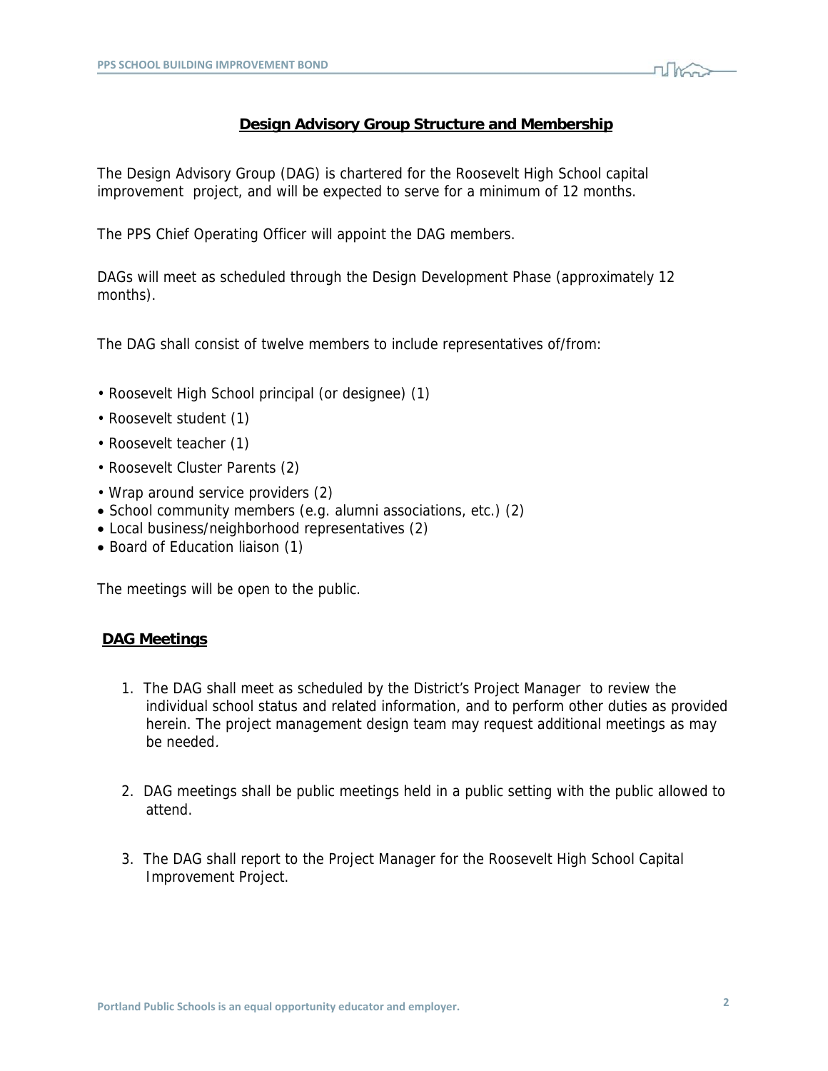## Design Advisory Group Structure and Membership

The Design Advisory Group (DAG) is chartered for the Roosevelt High School capital improvement project, and will be expected to serve for a minimum of 12 months.

The PPS Chief Operating Officer will appoint the DAG members.

DAGs will meet as scheduled through the Design Development Phase (approximately 12 months).

The DAG shall consist of twelve members to include representatives of/from:

- Roosevelt High School principal (or designee) (1)
- Roosevelt student (1)
- Roosevelt teacher (1)
- Roosevelt Cluster Parents (2)
- Wrap around service providers (2)
- School community members (e.g. alumni associations, etc.) (2)
- Local business/neighborhood representatives (2)
- Board of Education liaison (1)

The meetings will be open to the public.

### DAG Meetings

1. The DAG shall meet as scheduled by the District's Project Manager to review the individual school status and related information, and to perform other duties as provided herein. The project management design team may request additional meetings as may be needed.

2. DAG meetings shall be public meetings held in a public setting with the public allowed to attend.

3. The DAG shall report to the Project Manager for the Roosevelt High School Capital Improvement Project.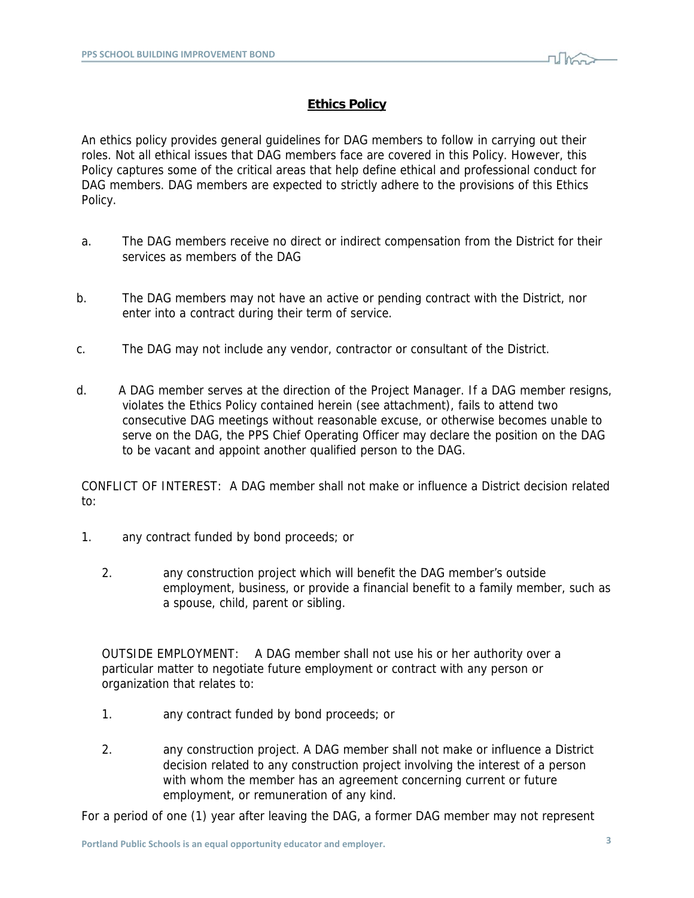## **Ethics Policy**

An ethics policy provides general guidelines for DAG members to follow in carrying out their roles. Not all ethical issues that DAG members face are covered in this Policy. However, this Policy captures some of the critical areas that help define ethical and professional conduct for DAG members. DAG members are expected to strictly adhere to the provisions of this Ethics Policy.

a. The DAG members receive no direct or indirect compensation from the District for their services as members of the DAG

b. The DAG members may not have an active or pending contract with the District, nor enter into a contract during their term of service.

c. The DAG may not include any vendor, contractor or consultant of the District.

d. A DAG member serves at the direction of the Project Manager. If a DAG member resigns, violates the Ethics Policy contained herein (see attachment), fails to attend two consecutive DAG meetings without reasonable excuse, or otherwise becomes unable to serve on the DAG, the PPS Chief Operating Officer may declare the position on the DAG to be vacant and appoint another qualified person to the DAG.

CONFLICT OF INTEREST: A DAG member shall not make or influence a District decision related to:

1. any contract funded by bond proceeds; or

2. any construction project which will benefit the DAG member's outside employment, business, or provide a financial benefit to a family member, such as a spouse, child, parent or sibling.

OUTSIDE EMPLOYMENT: A DAG member shall not use his or her authority over a particular matter to negotiate future employment or contract with any person or organization that relates to:

1. any contract funded by bond proceeds; or

2. any construction project. A DAG member shall not make or influence a District decision related to any construction project involving the interest of a person with whom the member has an agreement concerning current or future employment, or remuneration of any kind.

For a period of one (1) year after leaving the DAG, a former DAG member may not represent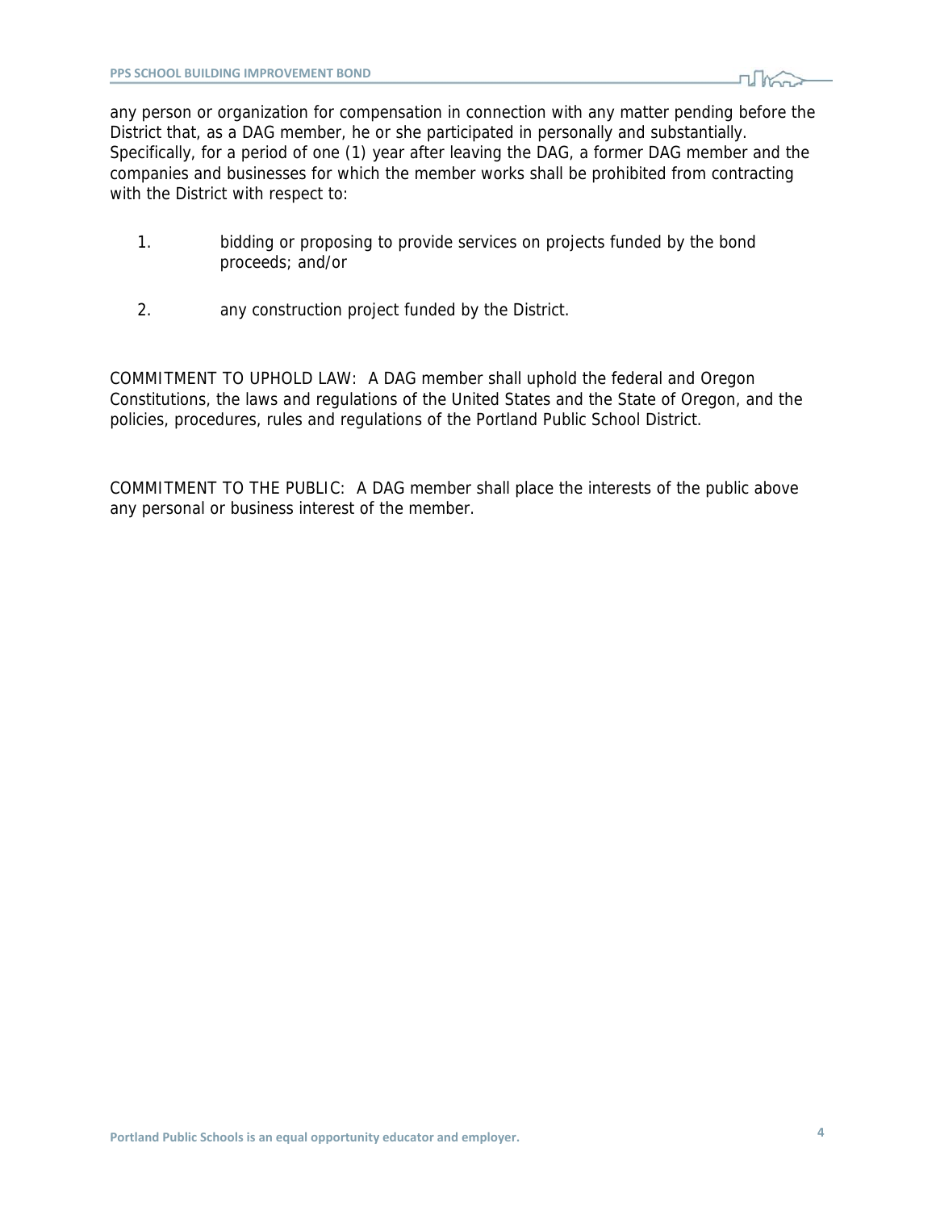any person or organization for compensation in connection with any matter pending before the District that, as a DAG member, he or she participated in personally and substantially. Specifically, for a period of one (1) year after leaving the DAG, a former DAG member and the companies and businesses for which the member works shall be prohibited from contracting with the District with respect to:

1. bidding or proposing to provide services on projects funded by the bond proceeds; and/or

2. any construction project funded by the District.

COMMITMENT TO UPHOLD LAW: A DAG member shall uphold the federal and Oregon Constitutions, the laws and regulations of the United States and the State of Oregon, and the policies, procedures, rules and regulations of the Portland Public School District.

COMMITMENT TO THE PUBLIC: A DAG member shall place the interests of the public above any personal or business interest of the member.